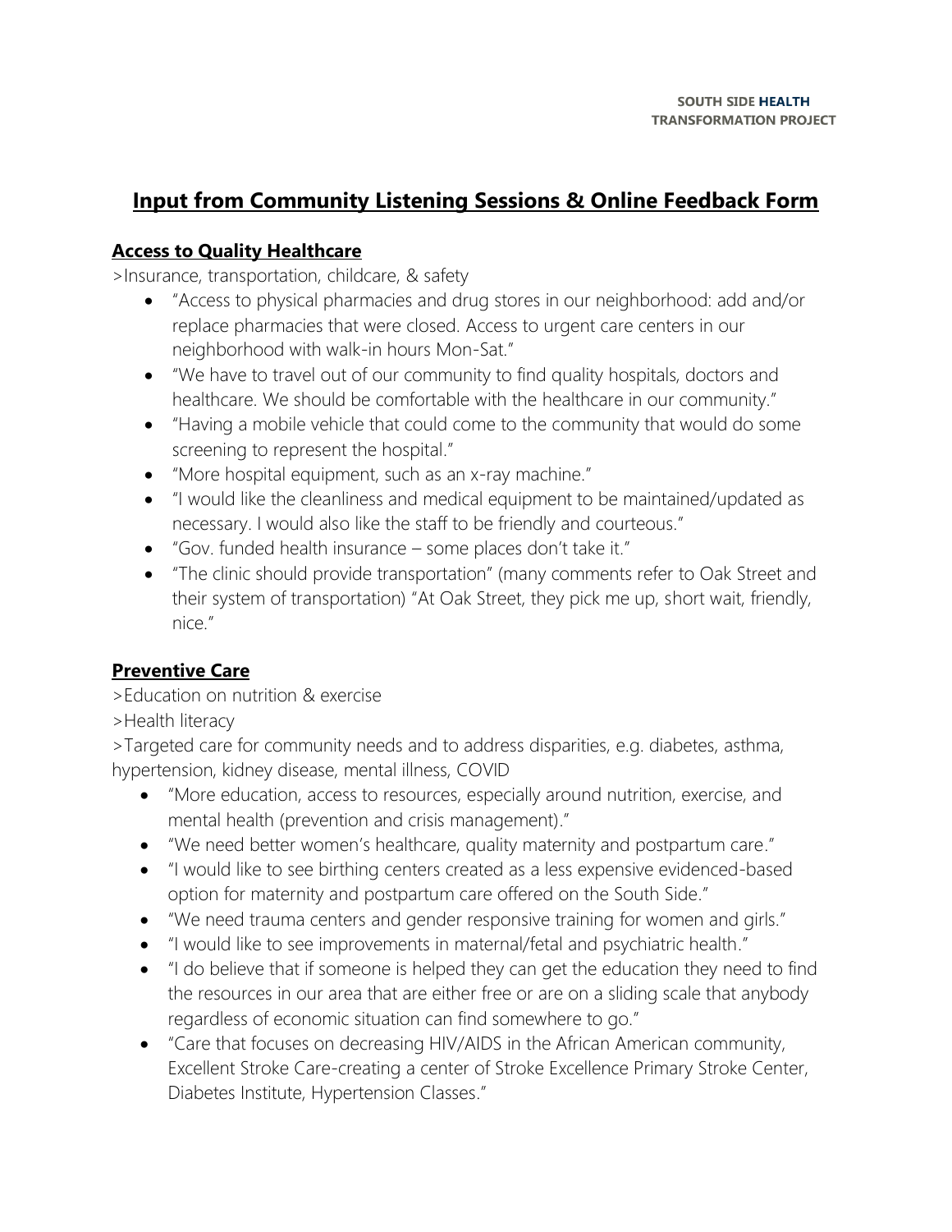# Input from Community Listening Sessions & Online Feedback Form

## Access to Quality Healthcare

>Insurance, transportation, childcare, & safety

- "Access to physical pharmacies and drug stores in our neighborhood: add and/or replace pharmacies that were closed. Access to urgent care centers in our neighborhood with walk-in hours Mon-Sat."
- "We have to travel out of our community to find quality hospitals, doctors and healthcare. We should be comfortable with the healthcare in our community."
- "Having a mobile vehicle that could come to the community that would do some screening to represent the hospital."
- "More hospital equipment, such as an x-ray machine."
- "I would like the cleanliness and medical equipment to be maintained/updated as necessary. I would also like the staff to be friendly and courteous."
- "Gov. funded health insurance – some places don't take it."
- "The clinic should provide transportation" (many comments refer to Oak Street and their system of transportation) "At Oak Street, they pick me up, short wait, friendly, nice."

## Preventive Care

>Education on nutrition & exercise

>Health literacy

>Targeted care for community needs and to address disparities, e.g. diabetes, asthma, hypertension, kidney disease, mental illness, COVID

- "More education, access to resources, especially around nutrition, exercise, and mental health (prevention and crisis management)."
- "We need better women's healthcare, quality maternity and postpartum care."
- "I would like to see birthing centers created as a less expensive evidenced-based option for maternity and postpartum care offered on the South Side."
- "We need trauma centers and gender responsive training for women and girls."
- "I would like to see improvements in maternal/fetal and psychiatric health."
- "I do believe that if someone is helped they can get the education they need to find the resources in our area that are either free or are on a sliding scale that anybody regardless of economic situation can find somewhere to go."
- "Care that focuses on decreasing HIV/AIDS in the African American community, Excellent Stroke Care-creating a center of Stroke Excellence Primary Stroke Center, Diabetes Institute, Hypertension Classes."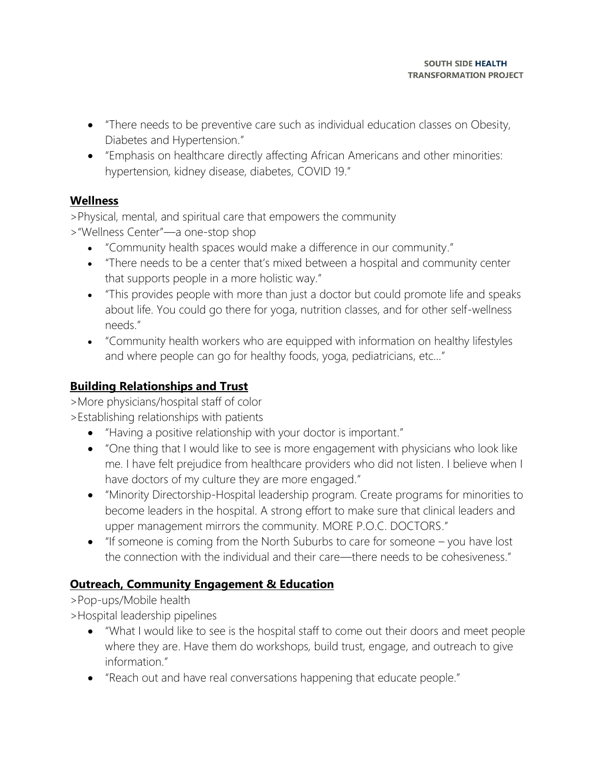- "There needs to be preventive care such as individual education classes on Obesity, Diabetes and Hypertension."
- "Emphasis on healthcare directly affecting African Americans and other minorities: hypertension, kidney disease, diabetes, COVID 19."

## Wellness

>Physical, mental, and spiritual care that empowers the community

>"Wellness Center"—a one-stop shop

- "Community health spaces would make a difference in our community."
- "There needs to be a center that's mixed between a hospital and community center that supports people in a more holistic way."
- "This provides people with more than just a doctor but could promote life and speaks about life. You could go there for yoga, nutrition classes, and for other self-wellness needs."
- "Community health workers who are equipped with information on healthy lifestyles and where people can go for healthy foods, yoga, pediatricians, etc…"

## Building Relationships and Trust

>More physicians/hospital staff of color

>Establishing relationships with patients

- "Having a positive relationship with your doctor is important."
- "One thing that I would like to see is more engagement with physicians who look like me. I have felt prejudice from healthcare providers who did not listen. I believe when I have doctors of my culture they are more engaged."
- "Minority Directorship-Hospital leadership program. Create programs for minorities to become leaders in the hospital. A strong effort to make sure that clinical leaders and upper management mirrors the community. MORE P.O.C. DOCTORS."
- "If someone is coming from the North Suburbs to care for someone – you have lost the connection with the individual and their care—there needs to be cohesiveness."

## Outreach, Community Engagement & Education

>Pop-ups/Mobile health

>Hospital leadership pipelines

- "What I would like to see is the hospital staff to come out their doors and meet people where they are. Have them do workshops, build trust, engage, and outreach to give information."
- "Reach out and have real conversations happening that educate people."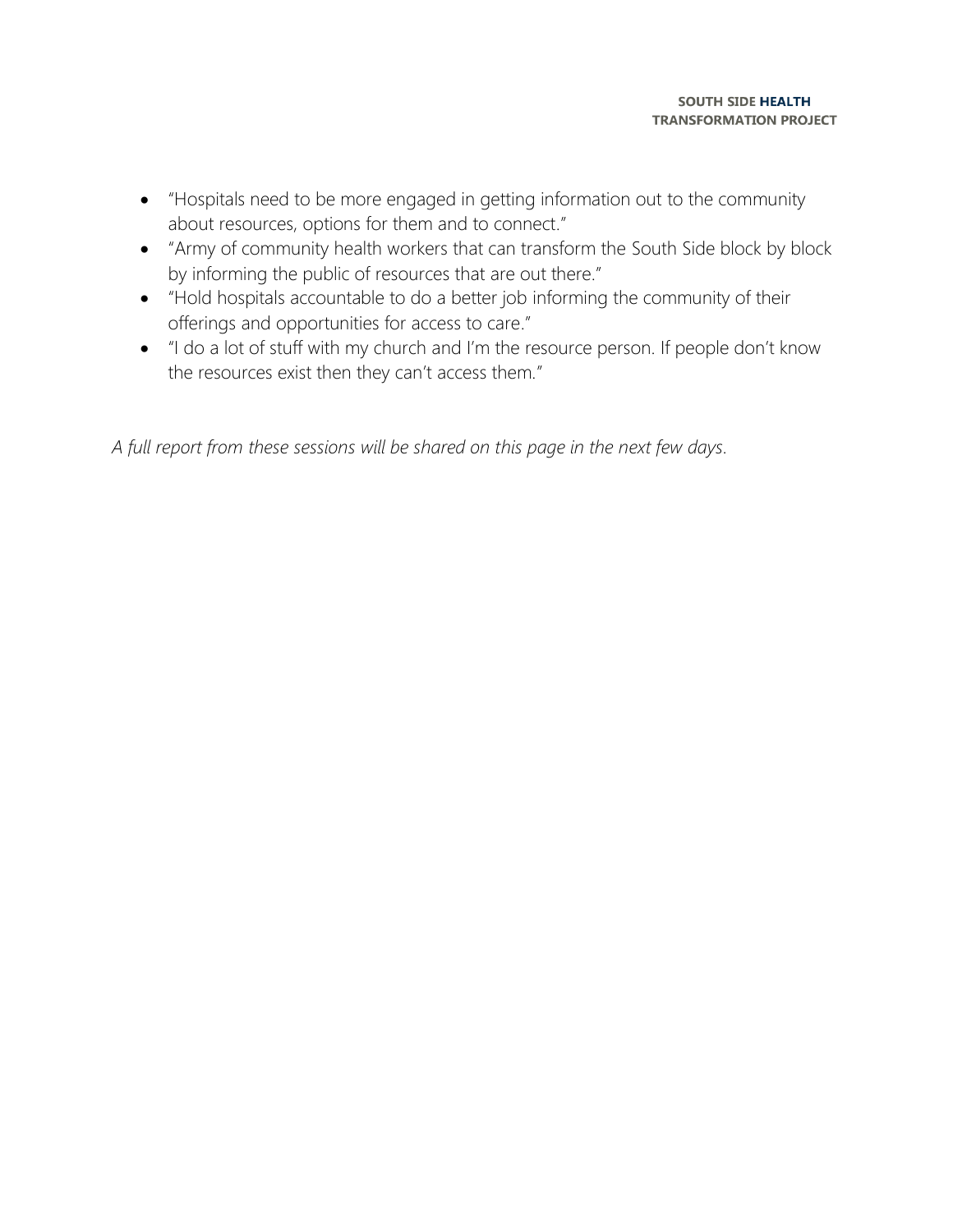- "Hospitals need to be more engaged in getting information out to the community about resources, options for them and to connect."
- "Army of community health workers that can transform the South Side block by block by informing the public of resources that are out there."
- "Hold hospitals accountable to do a better job informing the community of their offerings and opportunities for access to care."
- "I do a lot of stuff with my church and I'm the resource person. If people don't know the resources exist then they can't access them."

*A full report from these sessions will be shared on this page in the next few days.*